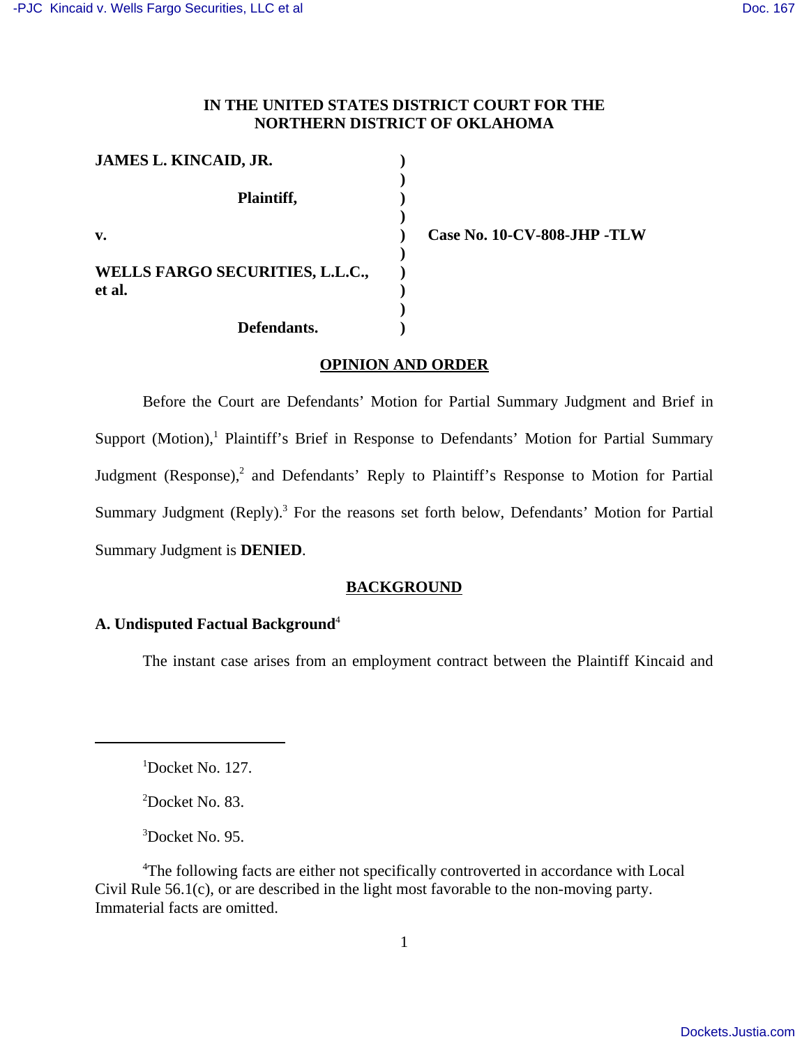# IN THE UNITED STATES DISTRICT COURT FOR THE NORTHERN DISTRICT OF OKLAHOMA

| | | |
|---|---|---|
| **JAMES L. KINCAID, JR.** | **)** | |
| | **)** | |
| **Plaintiff,** | **)** | |
| | **)** | |
| **v.** | **)** | **Case No. 10-CV-808-JHP -TLW** |
| | **)** | |
| **WELLS FARGO SECURITIES, L.L.C., et al.** | **)** | |
| | **)** | |
| **Defendants.** | **)** | |

## OPINION AND ORDER

Before the Court are Defendants' Motion for Partial Summary Judgment and Brief in Support (Motion),[1] Plaintiff's Brief in Response to Defendants' Motion for Partial Summary Judgment (Response),[2] and Defendants' Reply to Plaintiff's Response to Motion for Partial Summary Judgment (Reply).[3] For the reasons set forth below, Defendants' Motion for Partial Summary Judgment is **DENIED**.

## BACKGROUND

### A. Undisputed Factual Background[4]

The instant case arises from an employment contract between the Plaintiff Kincaid and

---

[1] Docket No. 127.

[2] Docket No. 83.

[3] Docket No. 95.

[4] The following facts are either not specifically controverted in accordance with Local Civil Rule 56.1(c), or are described in the light most favorable to the non-moving party. Immaterial facts are omitted.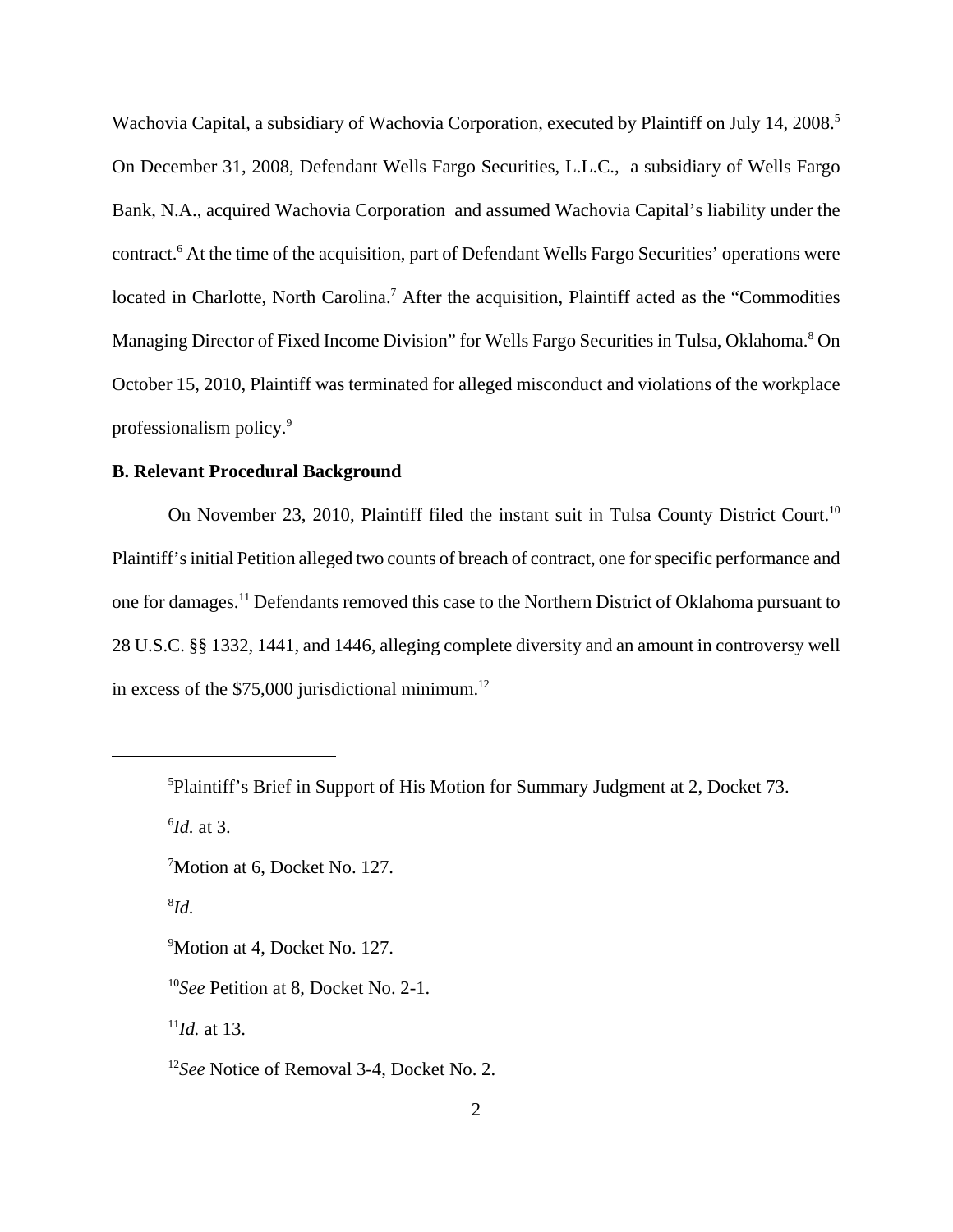Wachovia Capital, a subsidiary of Wachovia Corporation, executed by Plaintiff on July 14, 2008.[5] On December 31, 2008, Defendant Wells Fargo Securities, L.L.C., a subsidiary of Wells Fargo Bank, N.A., acquired Wachovia Corporation and assumed Wachovia Capital's liability under the contract.[6] At the time of the acquisition, part of Defendant Wells Fargo Securities' operations were located in Charlotte, North Carolina.[7] After the acquisition, Plaintiff acted as the "Commodities Managing Director of Fixed Income Division" for Wells Fargo Securities in Tulsa, Oklahoma.[8] On October 15, 2010, Plaintiff was terminated for alleged misconduct and violations of the workplace professionalism policy.[9]

**B. Relevant Procedural Background**

On November 23, 2010, Plaintiff filed the instant suit in Tulsa County District Court.[10] Plaintiff's initial Petition alleged two counts of breach of contract, one for specific performance and one for damages.[11] Defendants removed this case to the Northern District of Oklahoma pursuant to 28 U.S.C. §§ 1332, 1441, and 1446, alleging complete diversity and an amount in controversy well in excess of the $75,000 jurisdictional minimum.[12]

---

[5]Plaintiff's Brief in Support of His Motion for Summary Judgment at 2, Docket 73.

[6]*Id.* at 3.

[7]Motion at 6, Docket No. 127.

[8]*Id.*

[9]Motion at 4, Docket No. 127.

[10]*See* Petition at 8, Docket No. 2-1.

[11]*Id.* at 13.

[12]*See* Notice of Removal 3-4, Docket No. 2.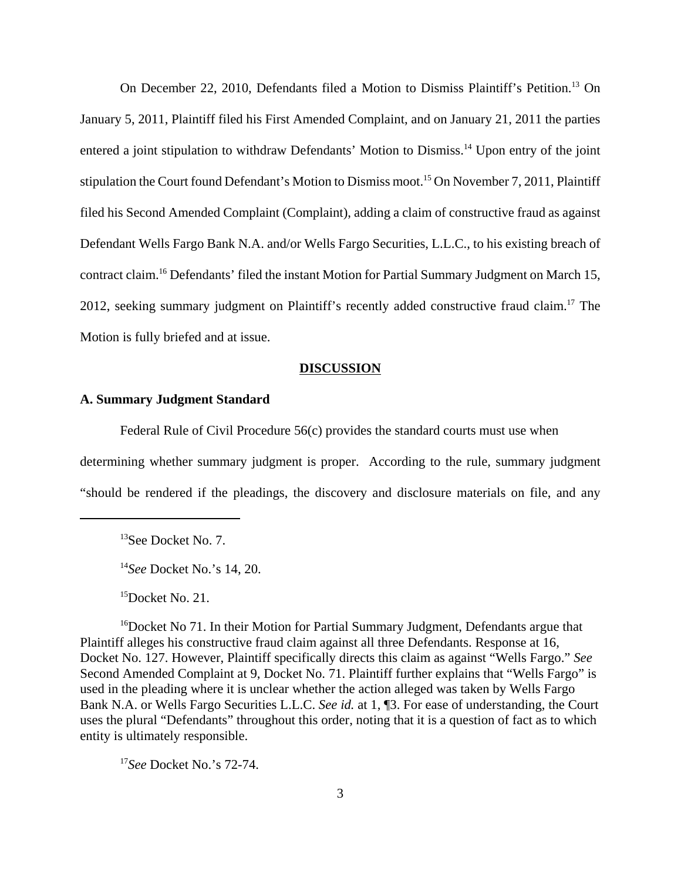On December 22, 2010, Defendants filed a Motion to Dismiss Plaintiff's Petition.[13] On January 5, 2011, Plaintiff filed his First Amended Complaint, and on January 21, 2011 the parties entered a joint stipulation to withdraw Defendants' Motion to Dismiss.[14] Upon entry of the joint stipulation the Court found Defendant's Motion to Dismiss moot.[15] On November 7, 2011, Plaintiff filed his Second Amended Complaint (Complaint), adding a claim of constructive fraud as against Defendant Wells Fargo Bank N.A. and/or Wells Fargo Securities, L.L.C., to his existing breach of contract claim.[16] Defendants' filed the instant Motion for Partial Summary Judgment on March 15, 2012, seeking summary judgment on Plaintiff's recently added constructive fraud claim.[17] The Motion is fully briefed and at issue.

## DISCUSSION

### A. Summary Judgment Standard

Federal Rule of Civil Procedure 56(c) provides the standard courts must use when determining whether summary judgment is proper. According to the rule, summary judgment "should be rendered if the pleadings, the discovery and disclosure materials on file, and any

---

[13]See Docket No. 7.

[14]*See* Docket No.'s 14, 20.

[15]Docket No. 21.

[16]Docket No 71. In their Motion for Partial Summary Judgment, Defendants argue that Plaintiff alleges his constructive fraud claim against all three Defendants. Response at 16, Docket No. 127. However, Plaintiff specifically directs this claim as against "Wells Fargo." *See* Second Amended Complaint at 9, Docket No. 71. Plaintiff further explains that "Wells Fargo" is used in the pleading where it is unclear whether the action alleged was taken by Wells Fargo Bank N.A. or Wells Fargo Securities L.L.C. *See id.* at 1, ¶3. For ease of understanding, the Court uses the plural "Defendants" throughout this order, noting that it is a question of fact as to which entity is ultimately responsible.

[17]*See* Docket No.'s 72-74.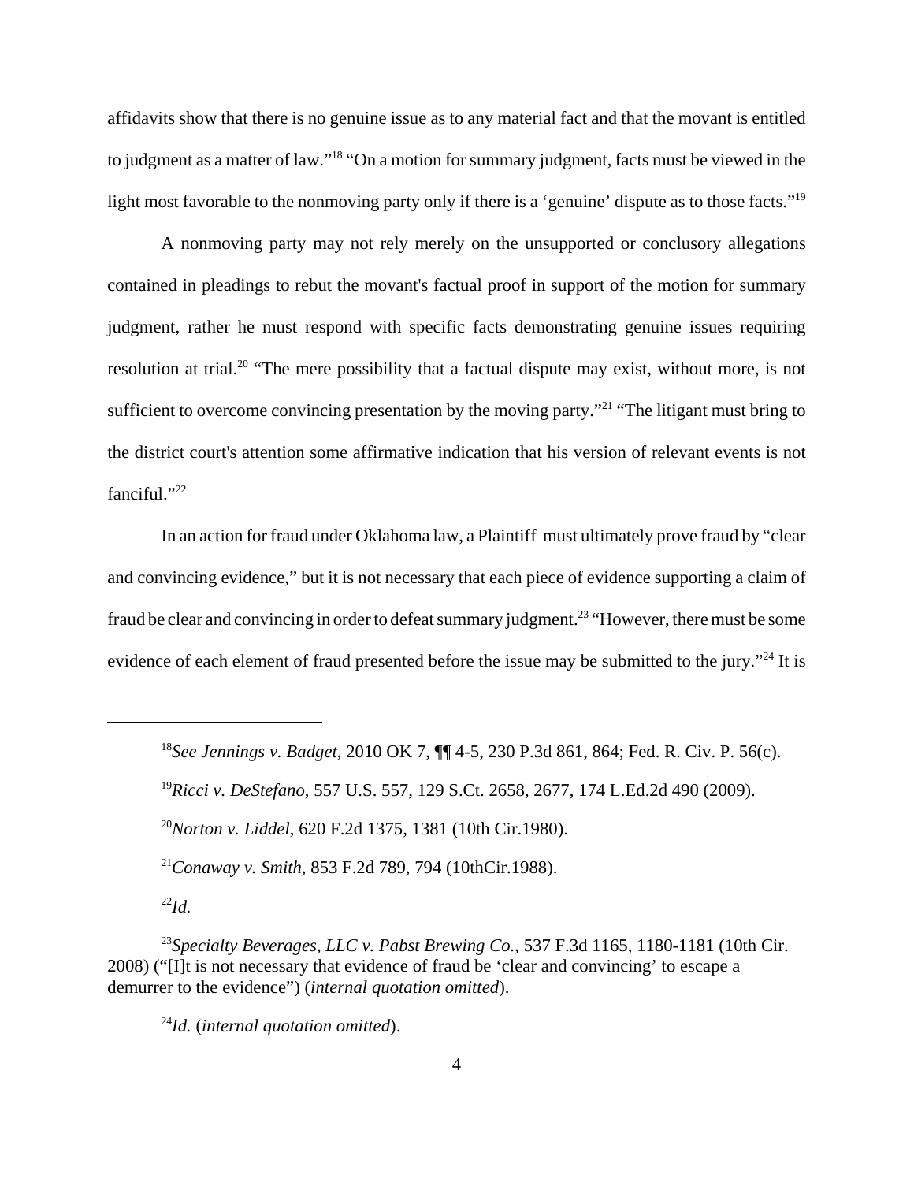affidavits show that there is no genuine issue as to any material fact and that the movant is entitled to judgment as a matter of law."[18] "On a motion for summary judgment, facts must be viewed in the light most favorable to the nonmoving party only if there is a 'genuine' dispute as to those facts."[19]

A nonmoving party may not rely merely on the unsupported or conclusory allegations contained in pleadings to rebut the movant's factual proof in support of the motion for summary judgment, rather he must respond with specific facts demonstrating genuine issues requiring resolution at trial.[20] "The mere possibility that a factual dispute may exist, without more, is not sufficient to overcome convincing presentation by the moving party."[21] "The litigant must bring to the district court's attention some affirmative indication that his version of relevant events is not fanciful."[22]

In an action for fraud under Oklahoma law, a Plaintiff must ultimately prove fraud by "clear and convincing evidence," but it is not necessary that each piece of evidence supporting a claim of fraud be clear and convincing in order to defeat summary judgment.[23] "However, there must be some evidence of each element of fraud presented before the issue may be submitted to the jury."[24] It is

---

[18] *See Jennings v. Badget*, 2010 OK 7, ¶¶ 4-5, 230 P.3d 861, 864; Fed. R. Civ. P. 56(c).

[19] *Ricci v. DeStefano*, 557 U.S. 557, 129 S.Ct. 2658, 2677, 174 L.Ed.2d 490 (2009).

[20] *Norton v. Liddel*, 620 F.2d 1375, 1381 (10th Cir.1980).

[21] *Conaway v. Smith*, 853 F.2d 789, 794 (10thCir.1988).

[22] *Id.*

[23] *Specialty Beverages, LLC v. Pabst Brewing Co.*, 537 F.3d 1165, 1180-1181 (10th Cir. 2008) ("[I]t is not necessary that evidence of fraud be 'clear and convincing' to escape a demurrer to the evidence") (*internal quotation omitted*).

[24] *Id.* (*internal quotation omitted*).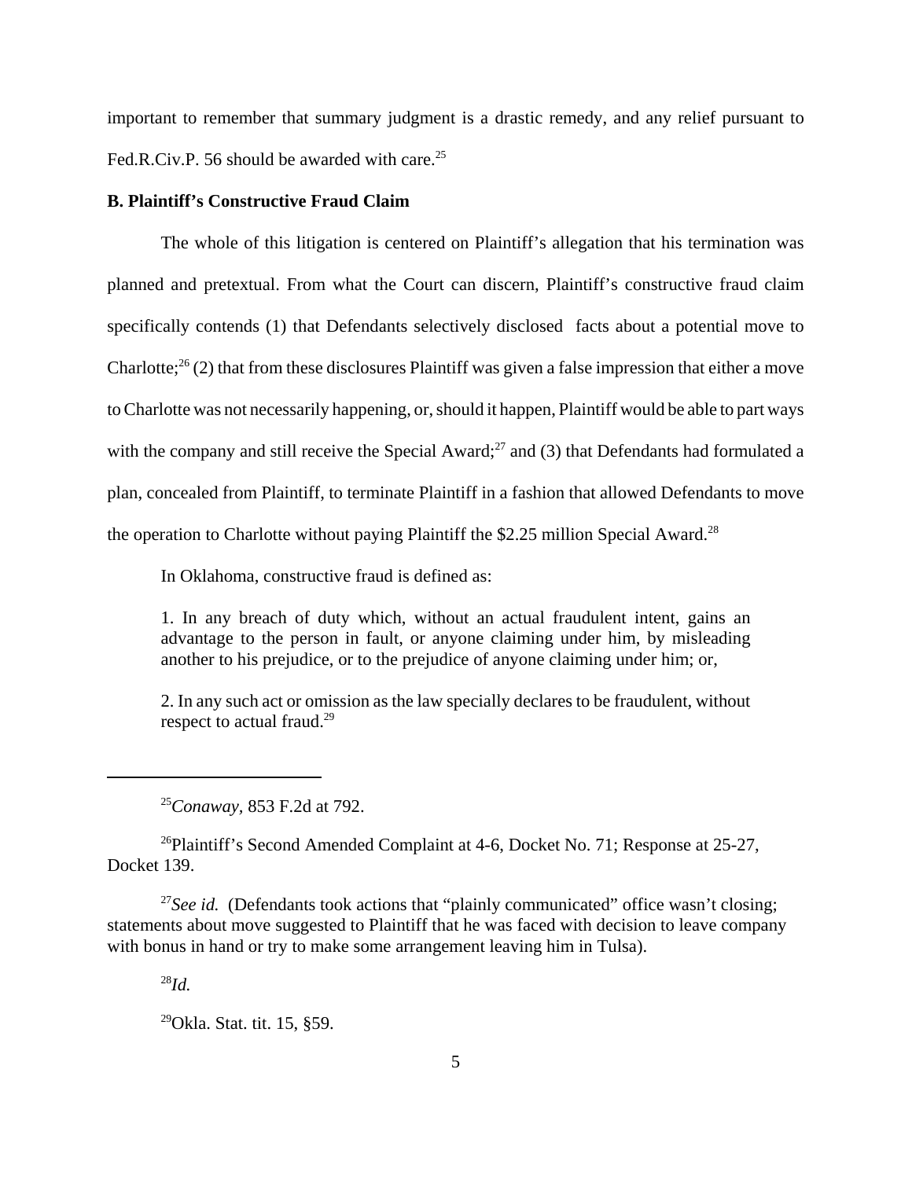important to remember that summary judgment is a drastic remedy, and any relief pursuant to Fed.R.Civ.P. 56 should be awarded with care.[25]

**B. Plaintiff's Constructive Fraud Claim**

The whole of this litigation is centered on Plaintiff's allegation that his termination was planned and pretextual. From what the Court can discern, Plaintiff's constructive fraud claim specifically contends (1) that Defendants selectively disclosed facts about a potential move to Charlotte;[26] (2) that from these disclosures Plaintiff was given a false impression that either a move to Charlotte was not necessarily happening, or, should it happen, Plaintiff would be able to part ways with the company and still receive the Special Award;[27] and (3) that Defendants had formulated a plan, concealed from Plaintiff, to terminate Plaintiff in a fashion that allowed Defendants to move the operation to Charlotte without paying Plaintiff the $2.25 million Special Award.[28]

In Oklahoma, constructive fraud is defined as:

> 1. In any breach of duty which, without an actual fraudulent intent, gains an advantage to the person in fault, or anyone claiming under him, by misleading another to his prejudice, or to the prejudice of anyone claiming under him; or,
>
> 2. In any such act or omission as the law specially declares to be fraudulent, without respect to actual fraud.[29]

---

[25] *Conaway*, 853 F.2d at 792.

[26] Plaintiff's Second Amended Complaint at 4-6, Docket No. 71; Response at 25-27, Docket 139.

[27] *See id.* (Defendants took actions that "plainly communicated" office wasn't closing; statements about move suggested to Plaintiff that he was faced with decision to leave company with bonus in hand or try to make some arrangement leaving him in Tulsa).

[28] *Id.*

[29] Okla. Stat. tit. 15, §59.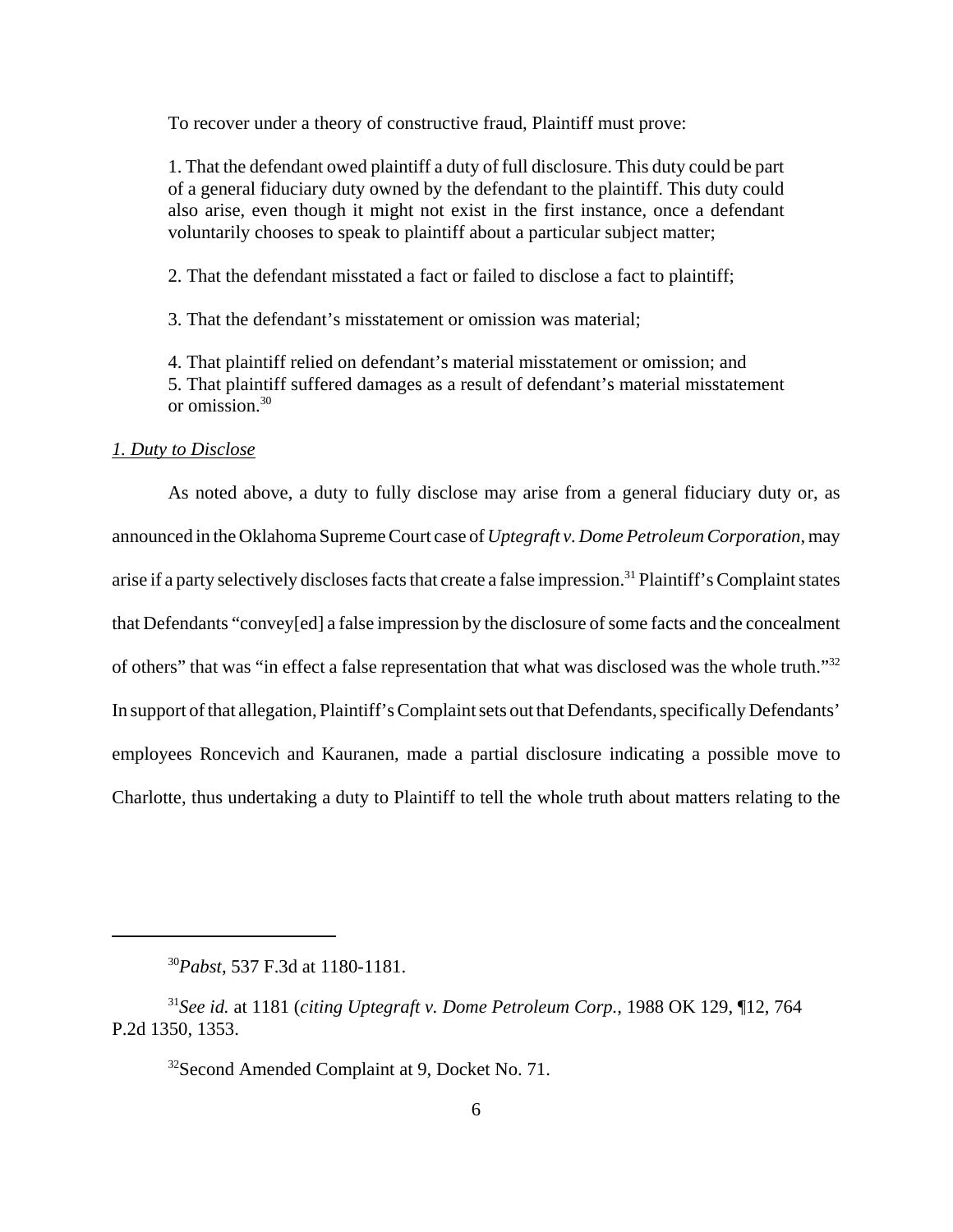To recover under a theory of constructive fraud, Plaintiff must prove:

> 1. That the defendant owed plaintiff a duty of full disclosure. This duty could be part of a general fiduciary duty owned by the defendant to the plaintiff. This duty could also arise, even though it might not exist in the first instance, once a defendant voluntarily chooses to speak to plaintiff about a particular subject matter;
>
> 2. That the defendant misstated a fact or failed to disclose a fact to plaintiff;
>
> 3. That the defendant's misstatement or omission was material;
>
> 4. That plaintiff relied on defendant's material misstatement or omission; and
> 5. That plaintiff suffered damages as a result of defendant's material misstatement or omission.[30]

*1. Duty to Disclose*

As noted above, a duty to fully disclose may arise from a general fiduciary duty or, as announced in the Oklahoma Supreme Court case of *Uptegraft v. Dome Petroleum Corporation*, may arise if a party selectively discloses facts that create a false impression.[31] Plaintiff's Complaint states that Defendants "convey[ed] a false impression by the disclosure of some facts and the concealment of others" that was "in effect a false representation that what was disclosed was the whole truth."[32] In support of that allegation, Plaintiff's Complaint sets out that Defendants, specifically Defendants' employees Roncevich and Kauranen, made a partial disclosure indicating a possible move to Charlotte, thus undertaking a duty to Plaintiff to tell the whole truth about matters relating to the

---

[30] *Pabst*, 537 F.3d at 1180-1181.

[31] *See id.* at 1181 (*citing Uptegraft v. Dome Petroleum Corp.*, 1988 OK 129, ¶12, 764 P.2d 1350, 1353.

[32] Second Amended Complaint at 9, Docket No. 71.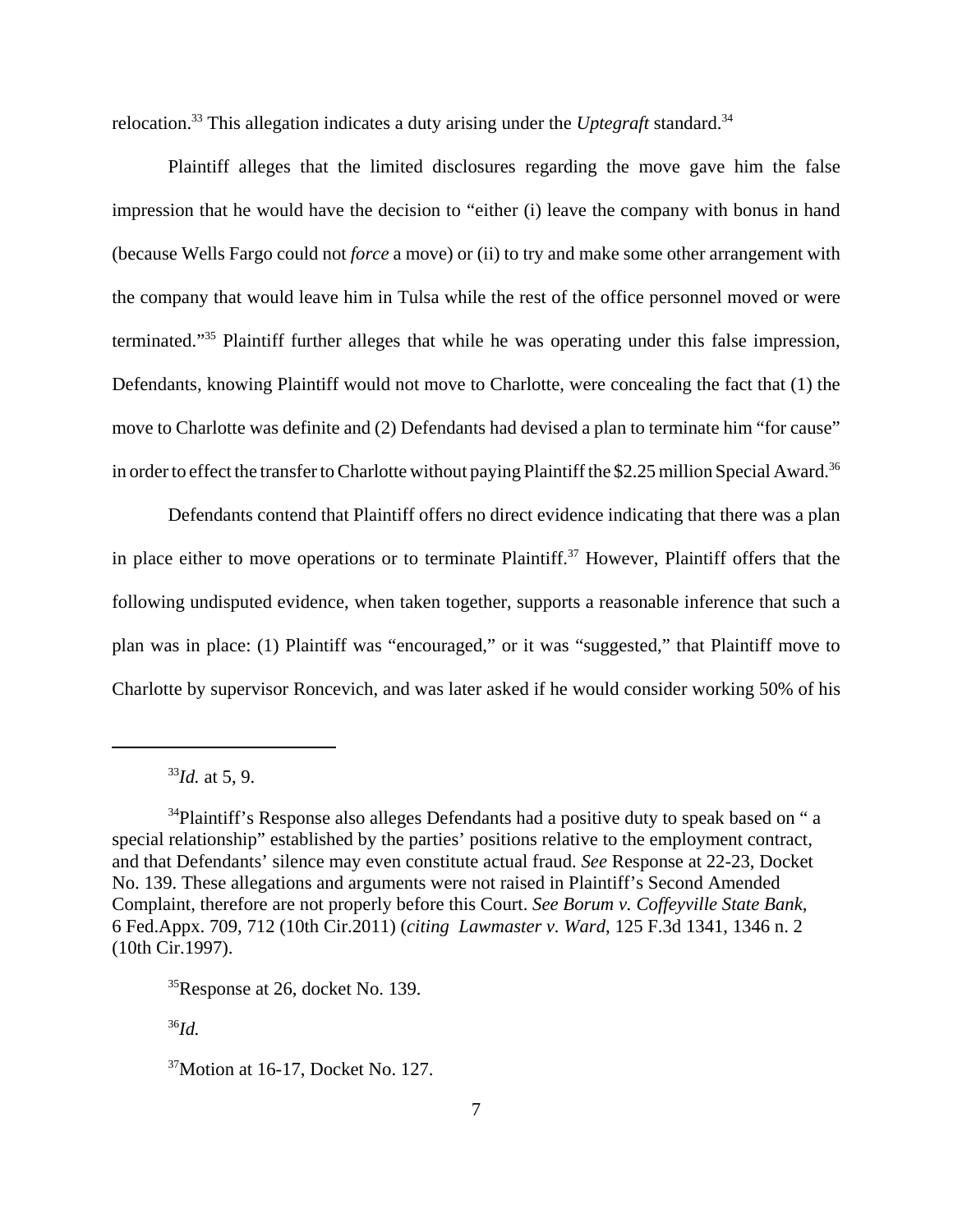relocation.[33] This allegation indicates a duty arising under the *Uptegraft* standard.[34]

Plaintiff alleges that the limited disclosures regarding the move gave him the false impression that he would have the decision to "either (i) leave the company with bonus in hand (because Wells Fargo could not *force* a move) or (ii) to try and make some other arrangement with the company that would leave him in Tulsa while the rest of the office personnel moved or were terminated."[35] Plaintiff further alleges that while he was operating under this false impression, Defendants, knowing Plaintiff would not move to Charlotte, were concealing the fact that (1) the move to Charlotte was definite and (2) Defendants had devised a plan to terminate him "for cause" in order to effect the transfer to Charlotte without paying Plaintiff the $2.25 million Special Award.[36]

Defendants contend that Plaintiff offers no direct evidence indicating that there was a plan in place either to move operations or to terminate Plaintiff.[37] However, Plaintiff offers that the following undisputed evidence, when taken together, supports a reasonable inference that such a plan was in place: (1) Plaintiff was "encouraged," or it was "suggested," that Plaintiff move to Charlotte by supervisor Roncevich, and was later asked if he would consider working 50% of his

---

[33]*Id.* at 5, 9.

[34]Plaintiff's Response also alleges Defendants had a positive duty to speak based on " a special relationship" established by the parties' positions relative to the employment contract, and that Defendants' silence may even constitute actual fraud. *See* Response at 22-23, Docket No. 139. These allegations and arguments were not raised in Plaintiff's Second Amended Complaint, therefore are not properly before this Court. *See Borum v. Coffeyville State Bank*, 6 Fed.Appx. 709, 712 (10th Cir.2011) (*citing Lawmaster v. Ward*, 125 F.3d 1341, 1346 n. 2 (10th Cir.1997).

[35]Response at 26, docket No. 139.

[36]*Id.*

[37]Motion at 16-17, Docket No. 127.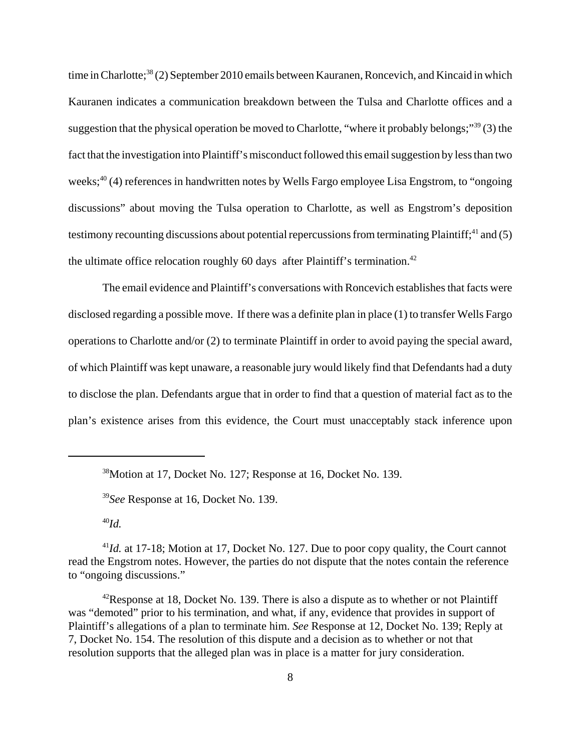time in Charlotte;[38] (2) September 2010 emails between Kauranen, Roncevich, and Kincaid in which Kauranen indicates a communication breakdown between the Tulsa and Charlotte offices and a suggestion that the physical operation be moved to Charlotte, "where it probably belongs;"[39] (3) the fact that the investigation into Plaintiff's misconduct followed this email suggestion by less than two weeks;[40] (4) references in handwritten notes by Wells Fargo employee Lisa Engstrom, to "ongoing discussions" about moving the Tulsa operation to Charlotte, as well as Engstrom's deposition testimony recounting discussions about potential repercussions from terminating Plaintiff;[41] and (5) the ultimate office relocation roughly 60 days after Plaintiff's termination.[42]

The email evidence and Plaintiff's conversations with Roncevich establishes that facts were disclosed regarding a possible move. If there was a definite plan in place (1) to transfer Wells Fargo operations to Charlotte and/or (2) to terminate Plaintiff in order to avoid paying the special award, of which Plaintiff was kept unaware, a reasonable jury would likely find that Defendants had a duty to disclose the plan. Defendants argue that in order to find that a question of material fact as to the plan's existence arises from this evidence, the Court must unacceptably stack inference upon

---

[38] Motion at 17, Docket No. 127; Response at 16, Docket No. 139.

[39] *See* Response at 16, Docket No. 139.

[40] *Id.*

[41] *Id.* at 17-18; Motion at 17, Docket No. 127. Due to poor copy quality, the Court cannot read the Engstrom notes. However, the parties do not dispute that the notes contain the reference to "ongoing discussions."

[42] Response at 18, Docket No. 139. There is also a dispute as to whether or not Plaintiff was "demoted" prior to his termination, and what, if any, evidence that provides in support of Plaintiff's allegations of a plan to terminate him. *See* Response at 12, Docket No. 139; Reply at 7, Docket No. 154. The resolution of this dispute and a decision as to whether or not that resolution supports that the alleged plan was in place is a matter for jury consideration.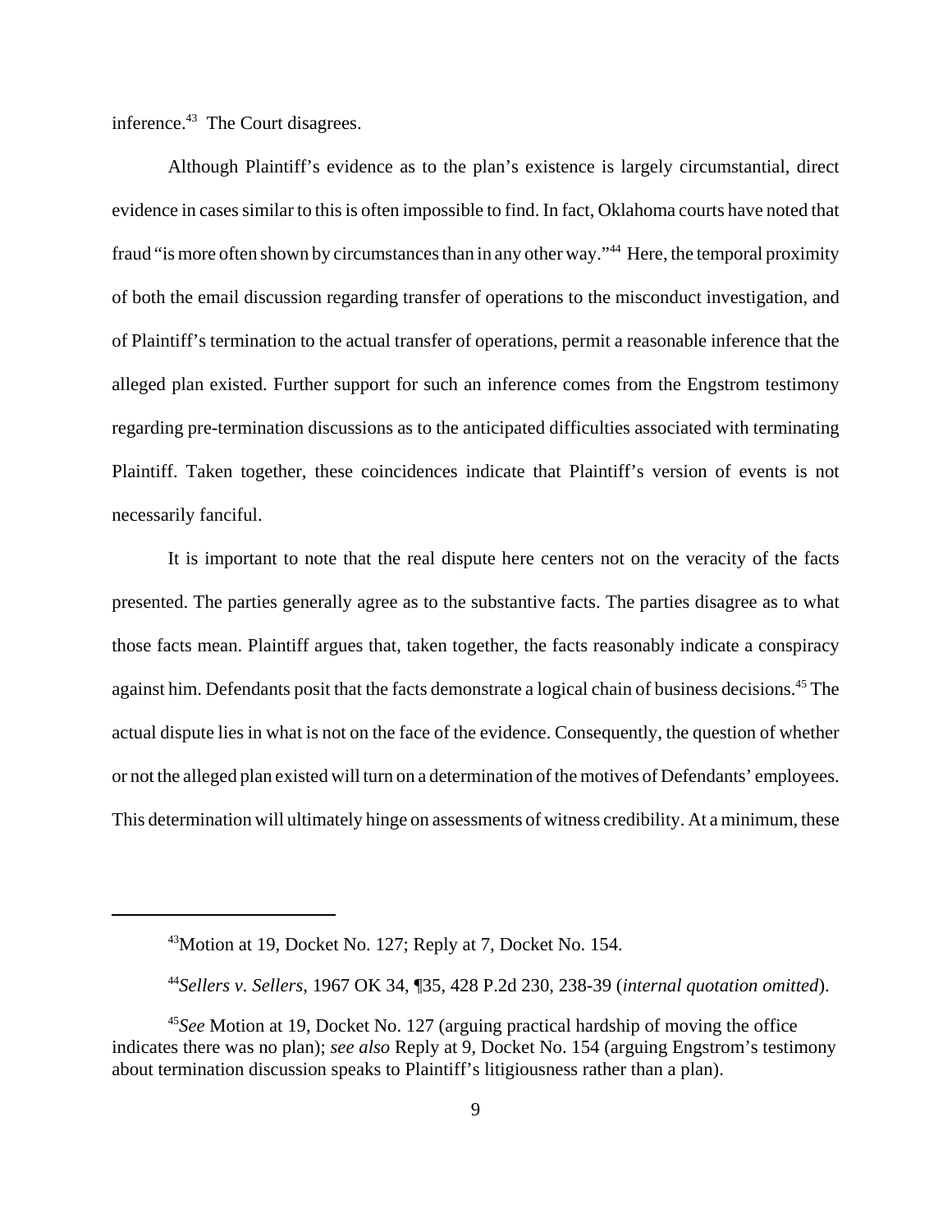inference.[43] The Court disagrees.

Although Plaintiff's evidence as to the plan's existence is largely circumstantial, direct evidence in cases similar to this is often impossible to find. In fact, Oklahoma courts have noted that fraud "is more often shown by circumstances than in any other way."[44] Here, the temporal proximity of both the email discussion regarding transfer of operations to the misconduct investigation, and of Plaintiff's termination to the actual transfer of operations, permit a reasonable inference that the alleged plan existed. Further support for such an inference comes from the Engstrom testimony regarding pre-termination discussions as to the anticipated difficulties associated with terminating Plaintiff. Taken together, these coincidences indicate that Plaintiff's version of events is not necessarily fanciful.

It is important to note that the real dispute here centers not on the veracity of the facts presented. The parties generally agree as to the substantive facts. The parties disagree as to what those facts mean. Plaintiff argues that, taken together, the facts reasonably indicate a conspiracy against him. Defendants posit that the facts demonstrate a logical chain of business decisions.[45] The actual dispute lies in what is not on the face of the evidence. Consequently, the question of whether or not the alleged plan existed will turn on a determination of the motives of Defendants' employees. This determination will ultimately hinge on assessments of witness credibility. At a minimum, these

---

[43] Motion at 19, Docket No. 127; Reply at 7, Docket No. 154.

[44] *Sellers v. Sellers*, 1967 OK 34, ¶35, 428 P.2d 230, 238-39 (*internal quotation omitted*).

[45] *See* Motion at 19, Docket No. 127 (arguing practical hardship of moving the office indicates there was no plan); *see also* Reply at 9, Docket No. 154 (arguing Engstrom's testimony about termination discussion speaks to Plaintiff's litigiousness rather than a plan).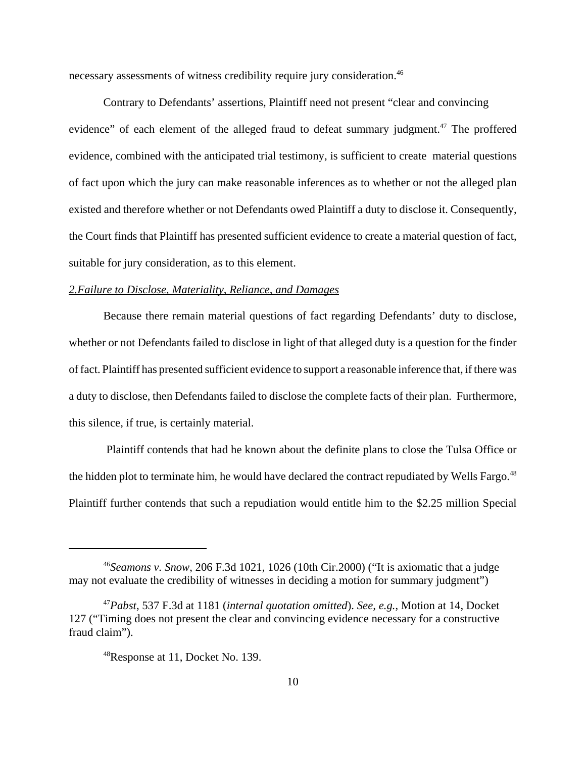necessary assessments of witness credibility require jury consideration.[46]

Contrary to Defendants' assertions, Plaintiff need not present "clear and convincing evidence" of each element of the alleged fraud to defeat summary judgment.[47] The proffered evidence, combined with the anticipated trial testimony, is sufficient to create material questions of fact upon which the jury can make reasonable inferences as to whether or not the alleged plan existed and therefore whether or not Defendants owed Plaintiff a duty to disclose it. Consequently, the Court finds that Plaintiff has presented sufficient evidence to create a material question of fact, suitable for jury consideration, as to this element.

*2.Failure to Disclose, Materiality, Reliance, and Damages*

Because there remain material questions of fact regarding Defendants' duty to disclose, whether or not Defendants failed to disclose in light of that alleged duty is a question for the finder of fact. Plaintiff has presented sufficient evidence to support a reasonable inference that, if there was a duty to disclose, then Defendants failed to disclose the complete facts of their plan. Furthermore, this silence, if true, is certainly material.

Plaintiff contends that had he known about the definite plans to close the Tulsa Office or the hidden plot to terminate him, he would have declared the contract repudiated by Wells Fargo.[48] Plaintiff further contends that such a repudiation would entitle him to the $2.25 million Special

---

[46] *Seamons v. Snow*, 206 F.3d 1021, 1026 (10th Cir.2000) ("It is axiomatic that a judge may not evaluate the credibility of witnesses in deciding a motion for summary judgment")

[47] *Pabst*, 537 F.3d at 1181 (*internal quotation omitted*). *See, e.g.*, Motion at 14, Docket 127 ("Timing does not present the clear and convincing evidence necessary for a constructive fraud claim").

[48] Response at 11, Docket No. 139.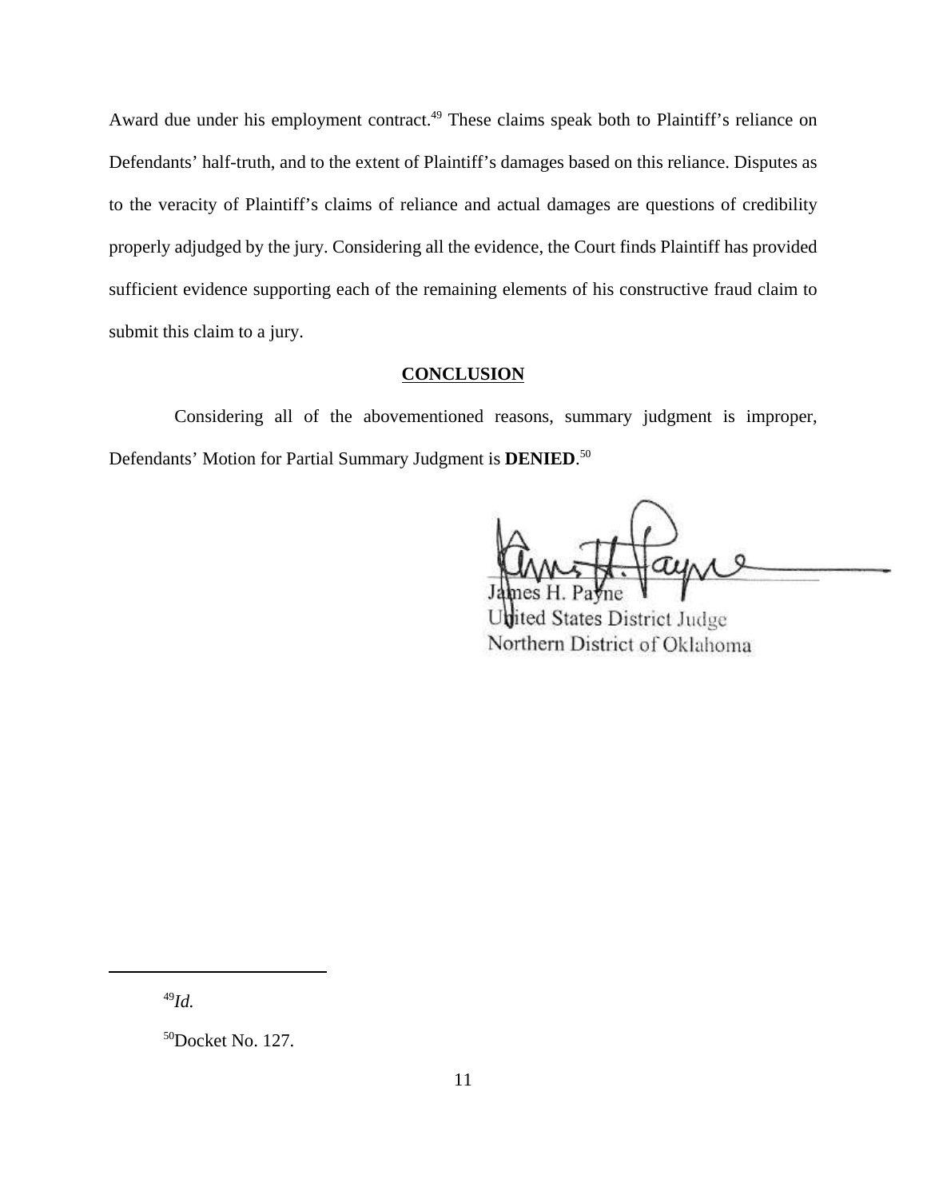Award due under his employment contract.[49] These claims speak both to Plaintiff's reliance on Defendants' half-truth, and to the extent of Plaintiff's damages based on this reliance. Disputes as to the veracity of Plaintiff's claims of reliance and actual damages are questions of credibility properly adjudged by the jury. Considering all the evidence, the Court finds Plaintiff has provided sufficient evidence supporting each of the remaining elements of his constructive fraud claim to submit this claim to a jury.

## CONCLUSION

Considering all of the abovementioned reasons, summary judgment is improper, Defendants' Motion for Partial Summary Judgment is **DENIED**.[50]

James H. Payne
United States District Judge
Northern District of Oklahoma

---

[49] *Id.*

[50] Docket No. 127.